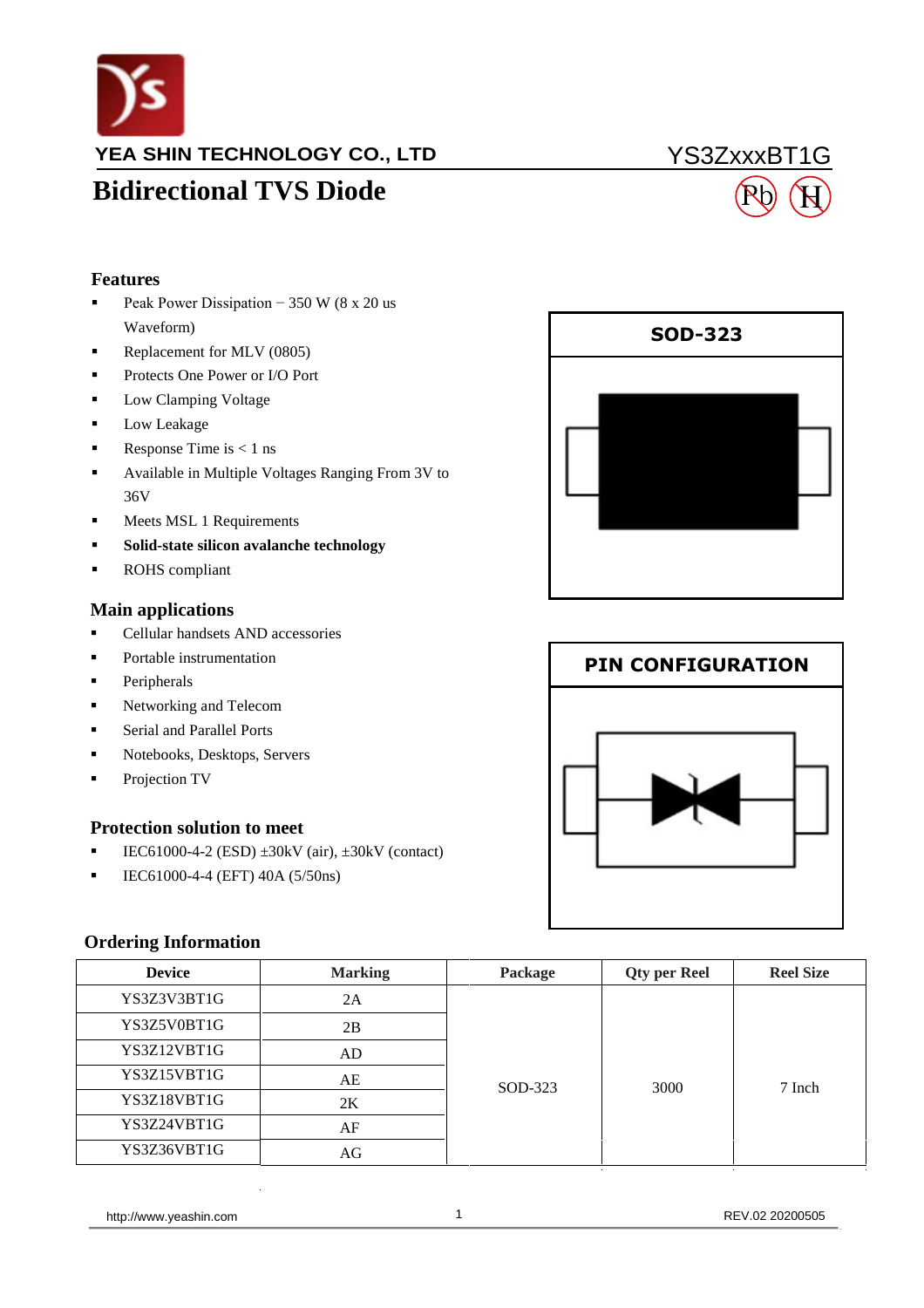YEA SHIN TECHNOLOGY CO., LTD

YS3ZxxxBT1G

# Bidirectional TVS Diode

## Features

- Peak Power Dissipation − 350 W (8 x 20 us Waveform)
- Replacement for MLV (0805)
- Protects One Power or I/O Port
- Low Clamping Voltage
- Low Leakage
- Response Time is < 1 ns
- Available in Multiple Voltages Ranging From 3V to 36V
- Meets MSL 1 Requirements
- **Solid-state silicon avalanche technology**
- ROHS compliant

**SOD-323**

## Main applications

- Cellular handsets AND accessories
- Portable instrumentation
- Peripherals
- Networking and Telecom
- Serial and Parallel Ports
- Notebooks, Desktops, Servers
- Projection TV

**PIN CONFIGURATION**

## Protection solution to meet

- IEC61000-4-2 (ESD) ±30kV (air), ±30kV (contact)
- IEC61000-4-4 (EFT) 40A (5/50ns)

## Ordering Information

| Device | Marking | Package | Qty per Reel | Reel Size |
|---|---|---|---|---|
| YS3Z3V3BT1G | 2A | SOD-323 | 3000 | 7 Inch |
| YS3Z5V0BT1G | 2B | | | |
| YS3Z12VBT1G | AD | | | |
| YS3Z15VBT1G | AE | | | |
| YS3Z18VBT1G | 2K | | | |
| YS3Z24VBT1G | AF | | | |
| YS3Z36VBT1G | AG | | | |

http://www.yeashin.com

REV.02 20200505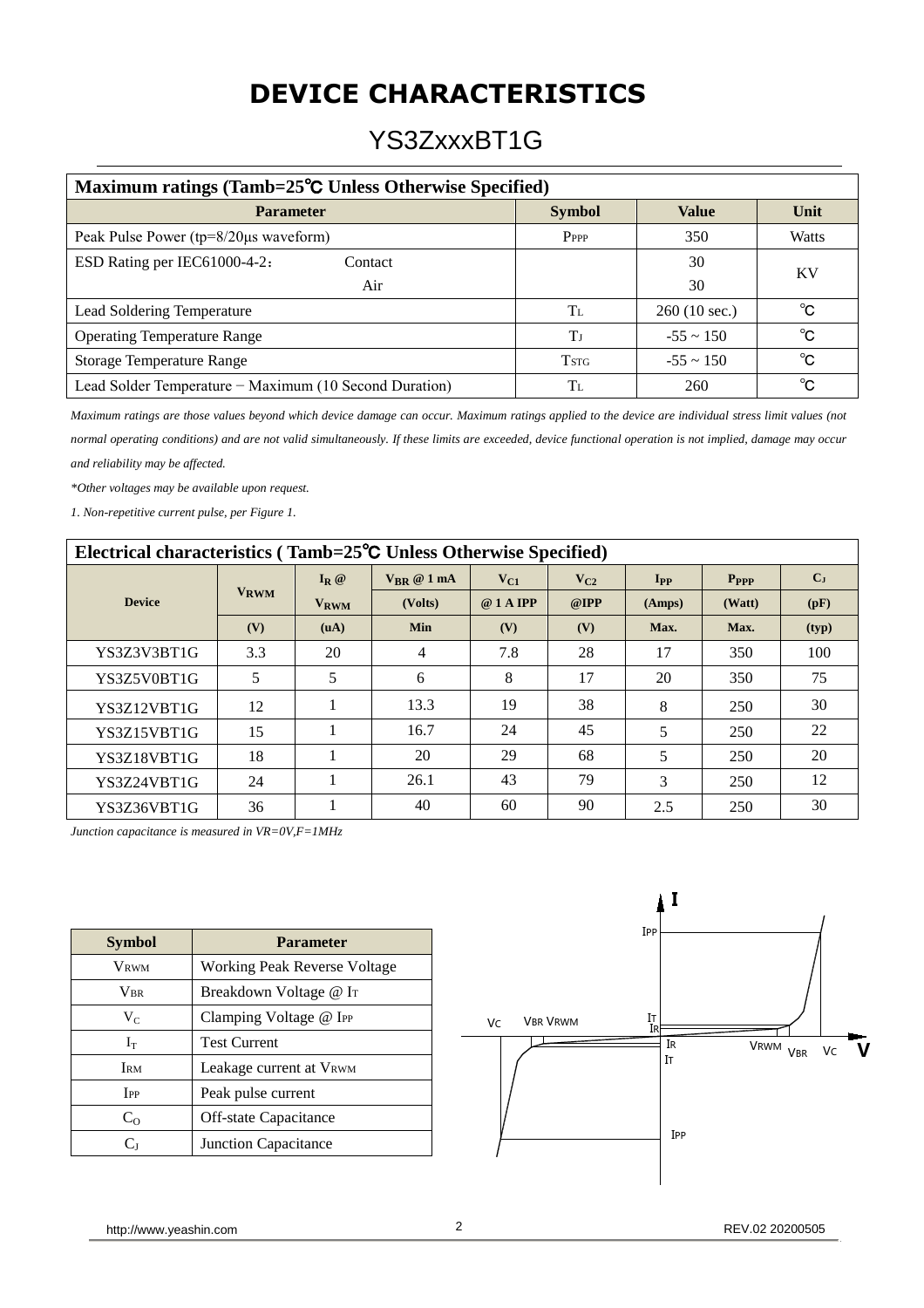# DEVICE CHARACTERISTICS

## YS3ZxxxBT1G

| Maximum ratings (Tamb=25℃ Unless Otherwise Specified) | | | |
|---|---|---|---|
| **Parameter** | **Symbol** | **Value** | **Unit** |
| Peak Pulse Power (tp=8/20μs waveform) | $P_{PPP}$ | 350 | Watts |
| ESD Rating per IEC61000-4-2： Contact<br>Air | | 30<br>30 | KV |
| Lead Soldering Temperature | $T_L$ | 260 (10 sec.) | ℃ |
| Operating Temperature Range | $T_J$ | -55 ~ 150 | ℃ |
| Storage Temperature Range | $T_{STG}$ | -55 ~ 150 | ℃ |
| Lead Solder Temperature − Maximum (10 Second Duration) | $T_L$ | 260 | ℃ |

*Maximum ratings are those values beyond which device damage can occur. Maximum ratings applied to the device are individual stress limit values (not normal operating conditions) and are not valid simultaneously. If these limits are exceeded, device functional operation is not implied, damage may occur and reliability may be affected.*

*\*Other voltages may be available upon request.*

*1. Non-repetitive current pulse, per Figure 1.*

| Electrical characteristics ( Tamb=25℃ Unless Otherwise Specified) | | | | | | | | |
|---|---|---|---|---|---|---|---|---|
| **Device** | $V_{RWM}$ | $I_R$ @ $V_{RWM}$ | $V_{BR}$ @ 1 mA (Volts) | $V_{C1}$ @ 1 A IPP | $V_{C2}$ @IPP | $I_{PP}$ (Amps) | $P_{PPP}$ (Watt) | $C_J$ (pF) |
| | (V) | (uA) | Min | (V) | (V) | Max. | Max. | (typ) |
| YS3Z3V3BT1G | 3.3 | 20 | 4 | 7.8 | 28 | 17 | 350 | 100 |
| YS3Z5V0BT1G | 5 | 5 | 6 | 8 | 17 | 20 | 350 | 75 |
| YS3Z12VBT1G | 12 | 1 | 13.3 | 19 | 38 | 8 | 250 | 30 |
| YS3Z15VBT1G | 15 | 1 | 16.7 | 24 | 45 | 5 | 250 | 22 |
| YS3Z18VBT1G | 18 | 1 | 20 | 29 | 68 | 5 | 250 | 20 |
| YS3Z24VBT1G | 24 | 1 | 26.1 | 43 | 79 | 3 | 250 | 12 |
| YS3Z36VBT1G | 36 | 1 | 40 | 60 | 90 | 2.5 | 250 | 30 |

*Junction capacitance is measured in VR=0V,F=1MHz*

| Symbol | Parameter |
|---|---|
| $V_{RWM}$ | Working Peak Reverse Voltage |
| $V_{BR}$ | Breakdown Voltage @ $I_T$ |
| $V_C$ | Clamping Voltage @ $I_{PP}$ |
| $I_T$ | Test Current |
| $I_{RM}$ | Leakage current at $V_{RWM}$ |
| $I_{PP}$ | Peak pulse current |
| $C_O$ | Off-state Capacitance |
| $C_J$ | Junction Capacitance |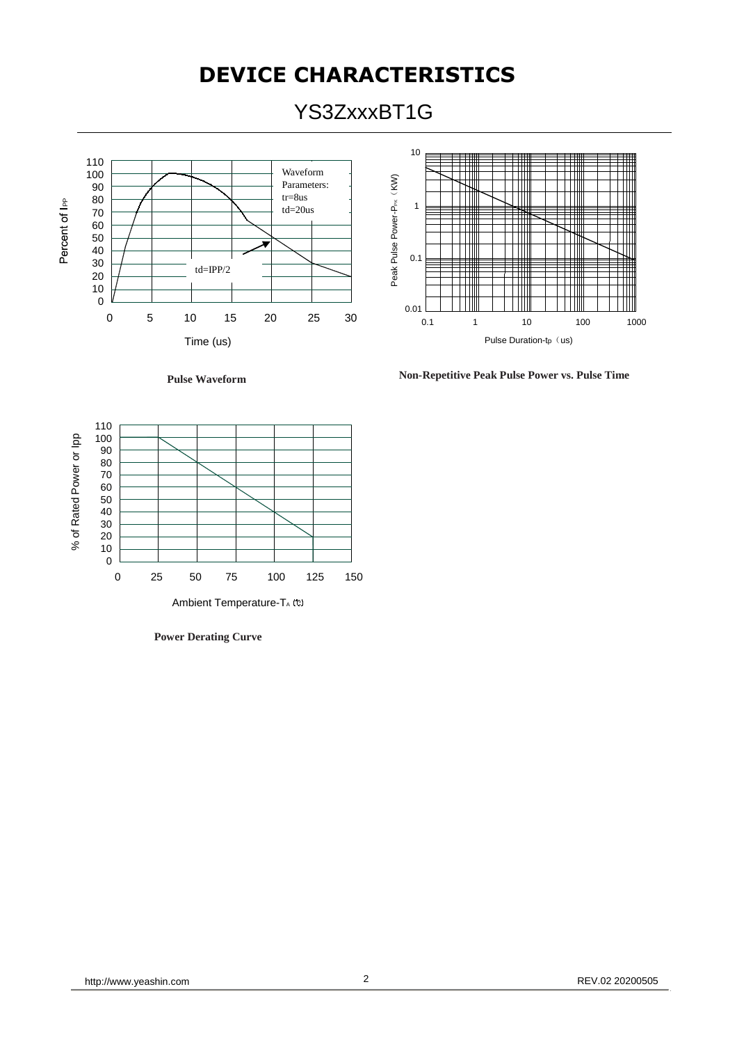# DEVICE CHARACTERISTICS

## YS3ZxxxBT1G

Percent of $I_{PP}$

Waveform Parameters:
tr=8us
td=20us

td=IPP/2

Time (us)

**Pulse Waveform**

Peak Pulse Power-$P_{PK}$ (KW)

Pulse Duration-$t_p$ (us)

**Non-Repetitive Peak Pulse Power vs. Pulse Time**

% of Rated Power or Ipp

Ambient Temperature-$T_A$ (℃)

**Power Derating Curve**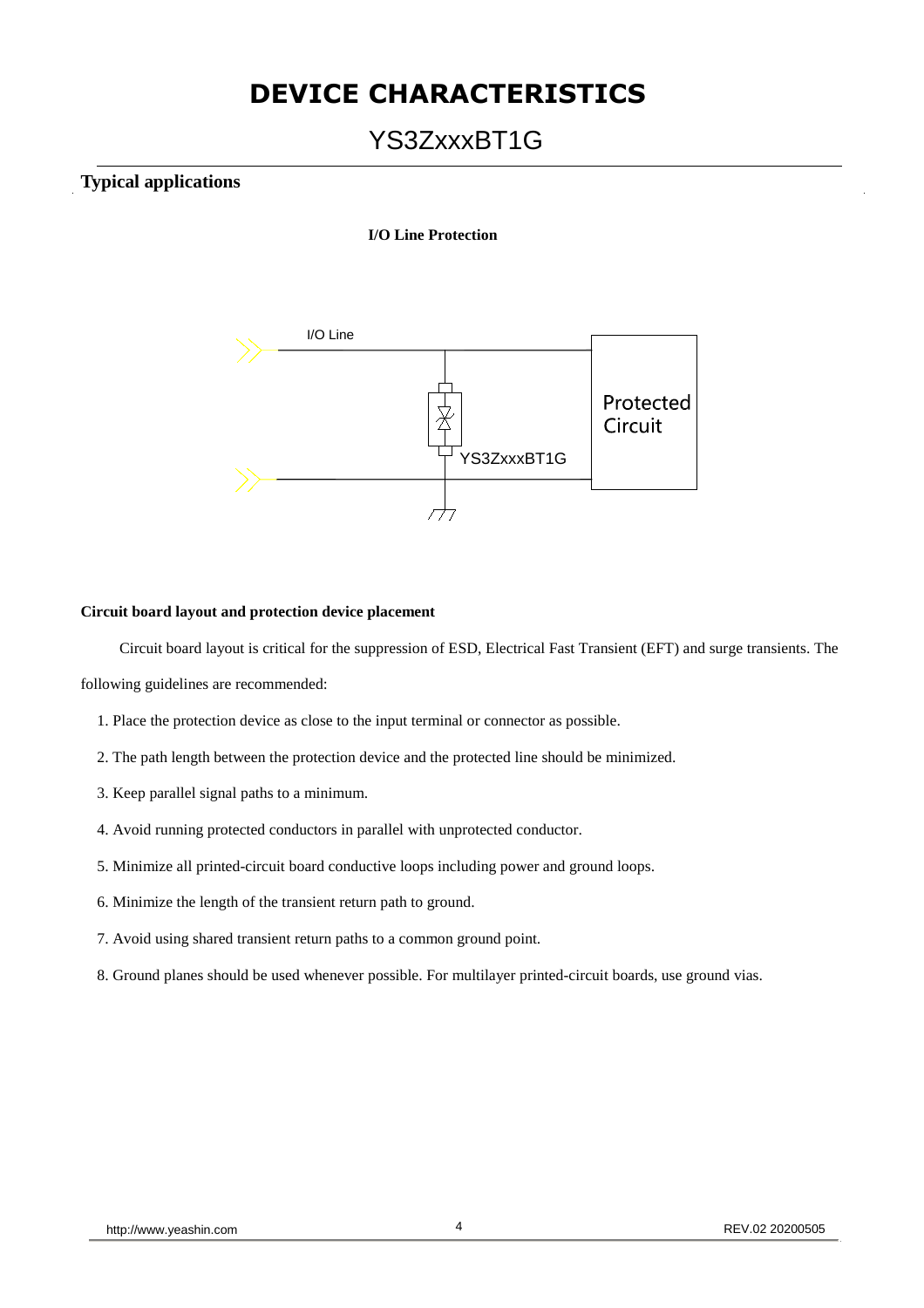# DEVICE CHARACTERISTICS

## YS3ZxxxBT1G

### Typical applications

**I/O Line Protection**

I/O Line

YS3ZxxxBT1G

Protected Circuit

**Circuit board layout and protection device placement**

Circuit board layout is critical for the suppression of ESD, Electrical Fast Transient (EFT) and surge transients. The following guidelines are recommended:

1. Place the protection device as close to the input terminal or connector as possible.
2. The path length between the protection device and the protected line should be minimized.
3. Keep parallel signal paths to a minimum.
4. Avoid running protected conductors in parallel with unprotected conductor.
5. Minimize all printed-circuit board conductive loops including power and ground loops.
6. Minimize the length of the transient return path to ground.
7. Avoid using shared transient return paths to a common ground point.
8. Ground planes should be used whenever possible. For multilayer printed-circuit boards, use ground vias.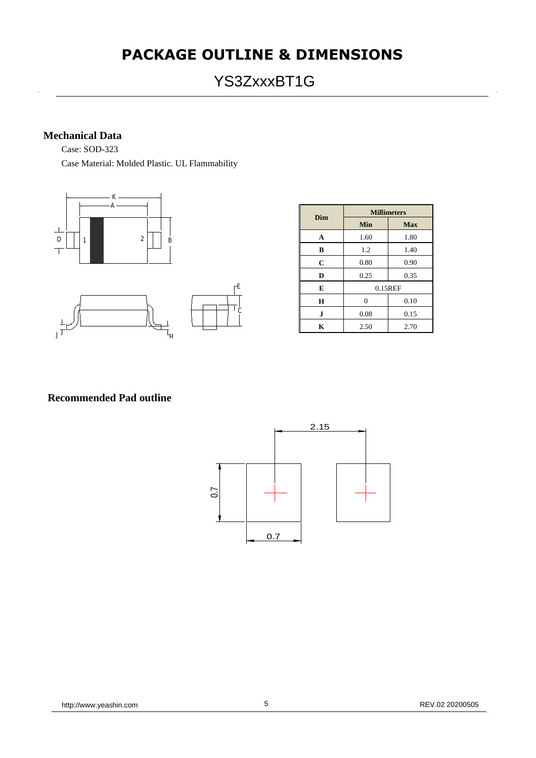# PACKAGE OUTLINE & DIMENSIONS

## YS3ZxxxBT1G

### Mechanical Data

Case: SOD-323

Case Material: Molded Plastic. UL Flammability

K
A
D
1
2
B
E
C
J
H

| Dim | Millimeters | |
|---|---|---|
| | Min | Max |
| A | 1.60 | 1.80 |
| B | 1.2 | 1.40 |
| C | 0.80 | 0.90 |
| D | 0.25 | 0.35 |
| E | 0.15REF | |
| H | 0 | 0.10 |
| J | 0.08 | 0.15 |
| K | 2.50 | 2.70 |

### Recommended Pad outline

2.15
0.7
0.7